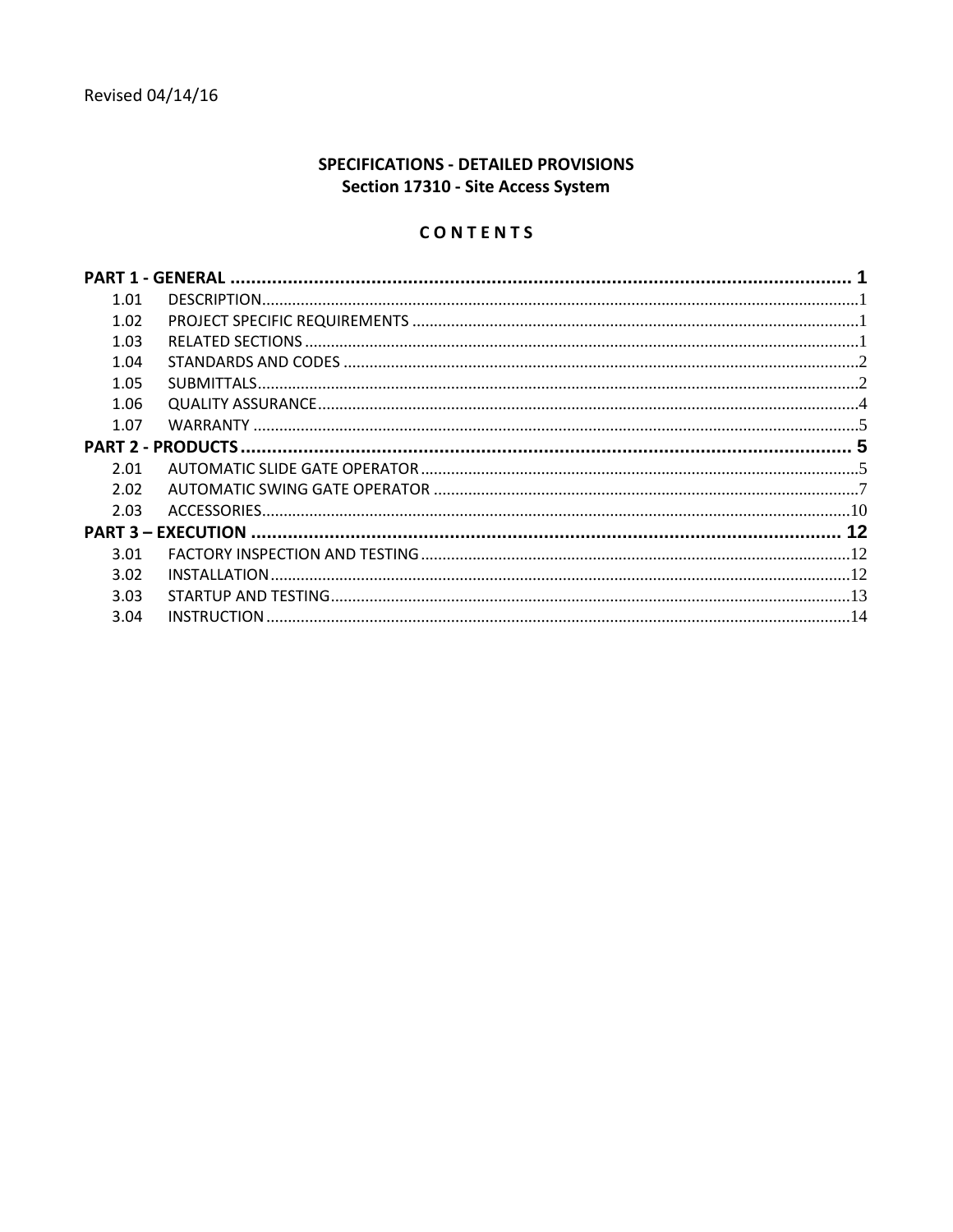Revised 04/14/16

# SPECIFICATIONS - DETAILED PROVISIONS
## Section 17310 - Site Access System

### CONTENTS

| | | |
|---|---|---|
| **PART 1 - GENERAL** | | **1** |
| 1.01 | DESCRIPTION | 1 |
| 1.02 | PROJECT SPECIFIC REQUIREMENTS | 1 |
| 1.03 | RELATED SECTIONS | 1 |
| 1.04 | STANDARDS AND CODES | 2 |
| 1.05 | SUBMITTALS | 2 |
| 1.06 | QUALITY ASSURANCE | 4 |
| 1.07 | WARRANTY | 5 |
| **PART 2 - PRODUCTS** | | **5** |
| 2.01 | AUTOMATIC SLIDE GATE OPERATOR | 5 |
| 2.02 | AUTOMATIC SWING GATE OPERATOR | 7 |
| 2.03 | ACCESSORIES | 10 |
| **PART 3 – EXECUTION** | | **12** |
| 3.01 | FACTORY INSPECTION AND TESTING | 12 |
| 3.02 | INSTALLATION | 12 |
| 3.03 | STARTUP AND TESTING | 13 |
| 3.04 | INSTRUCTION | 14 |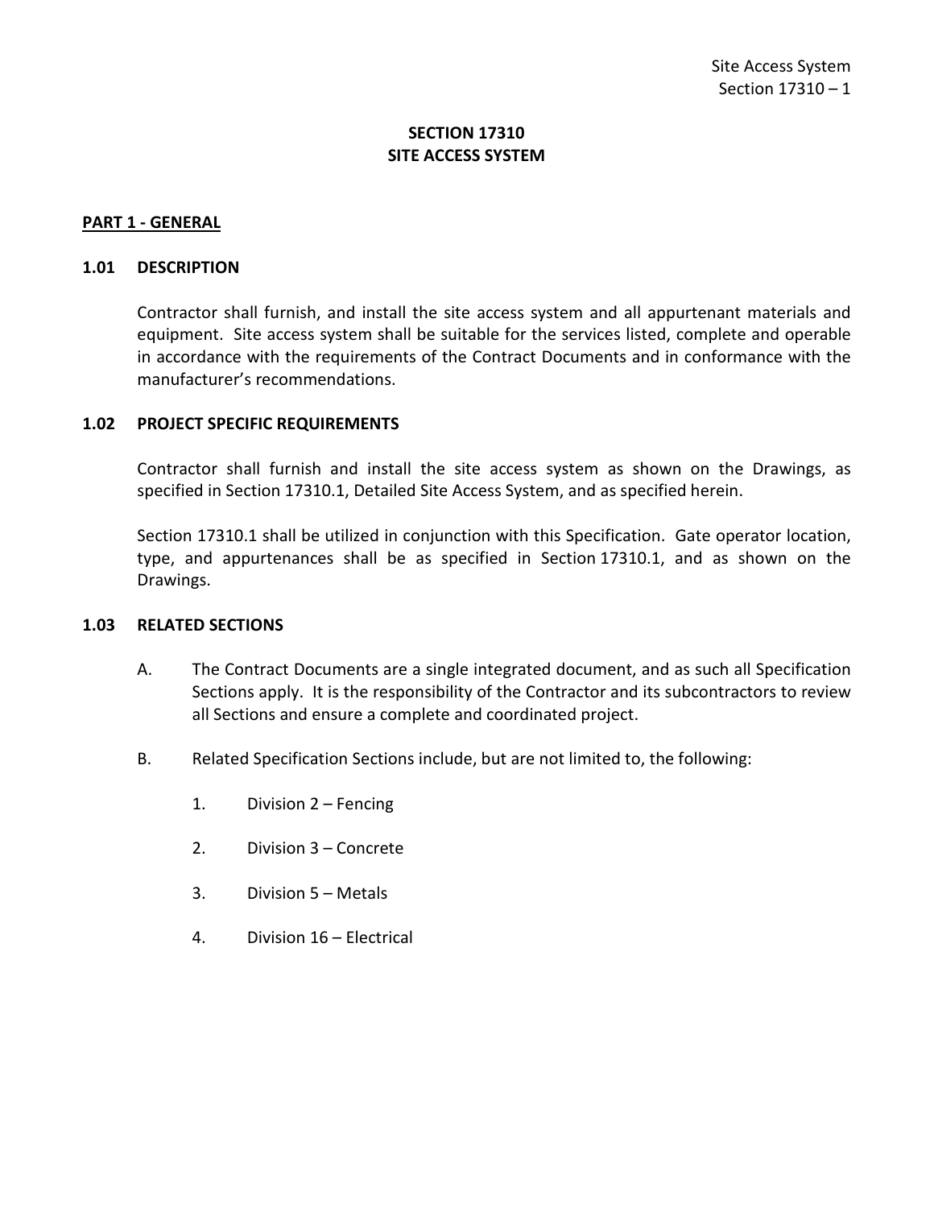# SECTION 17310
# SITE ACCESS SYSTEM

## PART 1 - GENERAL

### 1.01 DESCRIPTION

Contractor shall furnish, and install the site access system and all appurtenant materials and equipment. Site access system shall be suitable for the services listed, complete and operable in accordance with the requirements of the Contract Documents and in conformance with the manufacturer's recommendations.

### 1.02 PROJECT SPECIFIC REQUIREMENTS

Contractor shall furnish and install the site access system as shown on the Drawings, as specified in Section 17310.1, Detailed Site Access System, and as specified herein.

Section 17310.1 shall be utilized in conjunction with this Specification. Gate operator location, type, and appurtenances shall be as specified in Section 17310.1, and as shown on the Drawings.

### 1.03 RELATED SECTIONS

A. The Contract Documents are a single integrated document, and as such all Specification Sections apply. It is the responsibility of the Contractor and its subcontractors to review all Sections and ensure a complete and coordinated project.

B. Related Specification Sections include, but are not limited to, the following:

   1. Division 2 – Fencing

   2. Division 3 – Concrete

   3. Division 5 – Metals

   4. Division 16 – Electrical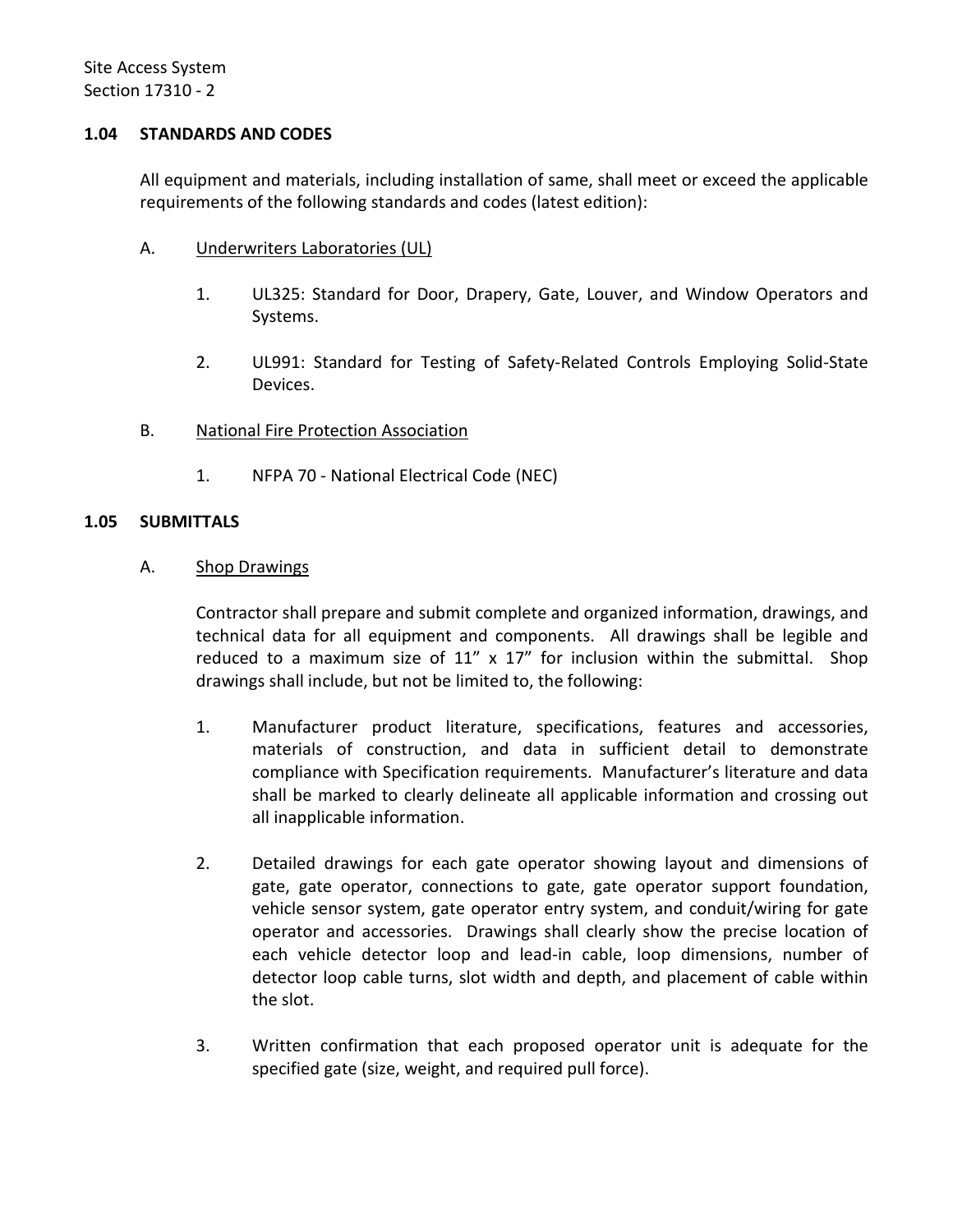## 1.04 STANDARDS AND CODES

All equipment and materials, including installation of same, shall meet or exceed the applicable requirements of the following standards and codes (latest edition):

A. Underwriters Laboratories (UL)

1. UL325: Standard for Door, Drapery, Gate, Louver, and Window Operators and Systems.

2. UL991: Standard for Testing of Safety-Related Controls Employing Solid-State Devices.

B. National Fire Protection Association

1. NFPA 70 - National Electrical Code (NEC)

## 1.05 SUBMITTALS

A. Shop Drawings

Contractor shall prepare and submit complete and organized information, drawings, and technical data for all equipment and components. All drawings shall be legible and reduced to a maximum size of 11" x 17" for inclusion within the submittal. Shop drawings shall include, but not be limited to, the following:

1. Manufacturer product literature, specifications, features and accessories, materials of construction, and data in sufficient detail to demonstrate compliance with Specification requirements. Manufacturer's literature and data shall be marked to clearly delineate all applicable information and crossing out all inapplicable information.

2. Detailed drawings for each gate operator showing layout and dimensions of gate, gate operator, connections to gate, gate operator support foundation, vehicle sensor system, gate operator entry system, and conduit/wiring for gate operator and accessories. Drawings shall clearly show the precise location of each vehicle detector loop and lead-in cable, loop dimensions, number of detector loop cable turns, slot width and depth, and placement of cable within the slot.

3. Written confirmation that each proposed operator unit is adequate for the specified gate (size, weight, and required pull force).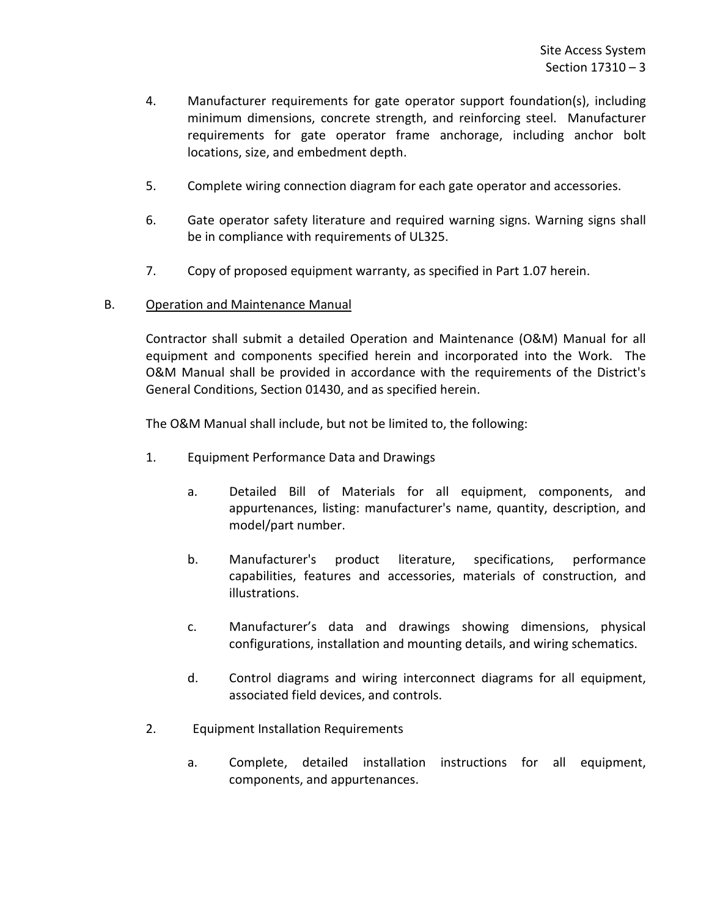4. Manufacturer requirements for gate operator support foundation(s), including minimum dimensions, concrete strength, and reinforcing steel. Manufacturer requirements for gate operator frame anchorage, including anchor bolt locations, size, and embedment depth.

5. Complete wiring connection diagram for each gate operator and accessories.

6. Gate operator safety literature and required warning signs. Warning signs shall be in compliance with requirements of UL325.

7. Copy of proposed equipment warranty, as specified in Part 1.07 herein.

B. <u>Operation and Maintenance Manual</u>

Contractor shall submit a detailed Operation and Maintenance (O&M) Manual for all equipment and components specified herein and incorporated into the Work. The O&M Manual shall be provided in accordance with the requirements of the District's General Conditions, Section 01430, and as specified herein.

The O&M Manual shall include, but not be limited to, the following:

1. Equipment Performance Data and Drawings

   a. Detailed Bill of Materials for all equipment, components, and appurtenances, listing: manufacturer's name, quantity, description, and model/part number.

   b. Manufacturer's product literature, specifications, performance capabilities, features and accessories, materials of construction, and illustrations.

   c. Manufacturer's data and drawings showing dimensions, physical configurations, installation and mounting details, and wiring schematics.

   d. Control diagrams and wiring interconnect diagrams for all equipment, associated field devices, and controls.

2. Equipment Installation Requirements

   a. Complete, detailed installation instructions for all equipment, components, and appurtenances.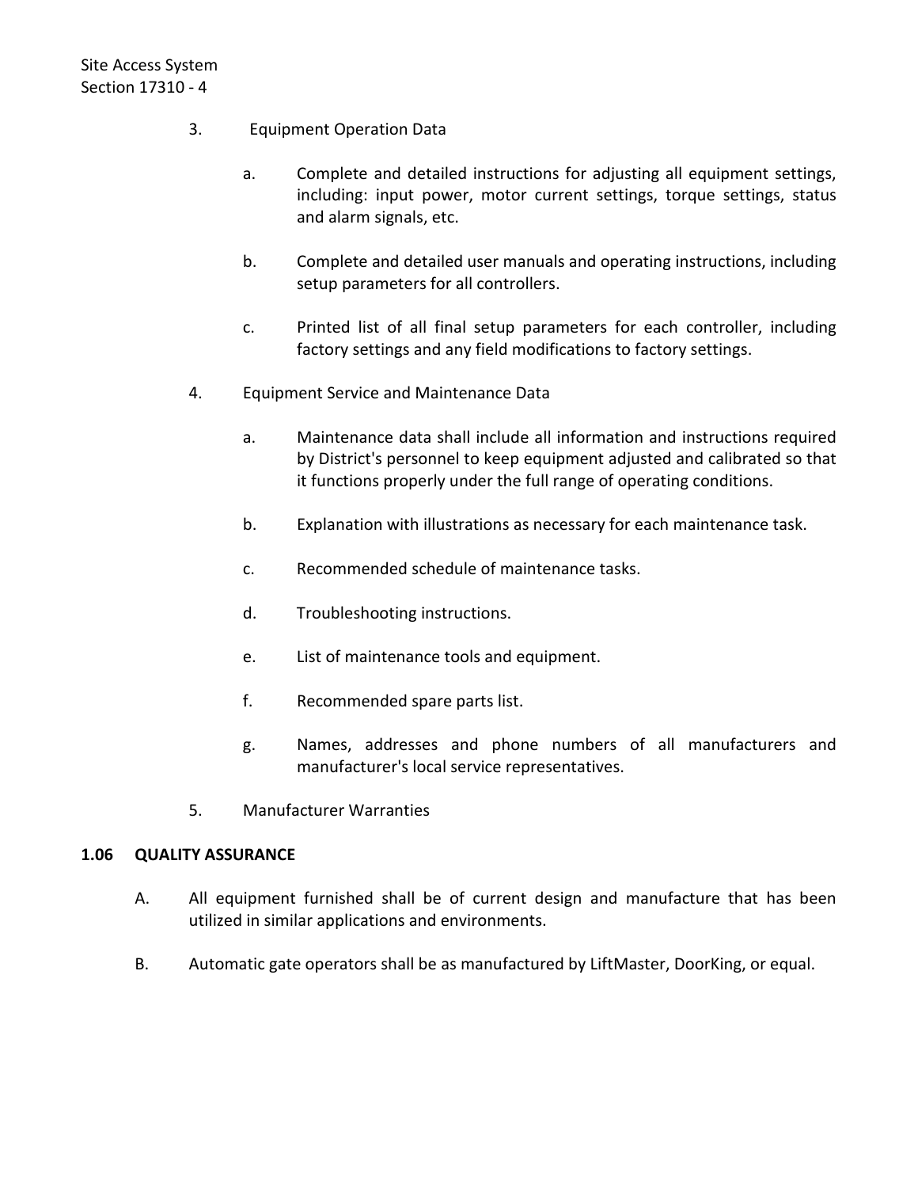3. Equipment Operation Data

    a. Complete and detailed instructions for adjusting all equipment settings, including: input power, motor current settings, torque settings, status and alarm signals, etc.

    b. Complete and detailed user manuals and operating instructions, including setup parameters for all controllers.

    c. Printed list of all final setup parameters for each controller, including factory settings and any field modifications to factory settings.

4. Equipment Service and Maintenance Data

    a. Maintenance data shall include all information and instructions required by District's personnel to keep equipment adjusted and calibrated so that it functions properly under the full range of operating conditions.

    b. Explanation with illustrations as necessary for each maintenance task.

    c. Recommended schedule of maintenance tasks.

    d. Troubleshooting instructions.

    e. List of maintenance tools and equipment.

    f. Recommended spare parts list.

    g. Names, addresses and phone numbers of all manufacturers and manufacturer's local service representatives.

5. Manufacturer Warranties

## 1.06 QUALITY ASSURANCE

A. All equipment furnished shall be of current design and manufacture that has been utilized in similar applications and environments.

B. Automatic gate operators shall be as manufactured by LiftMaster, DoorKing, or equal.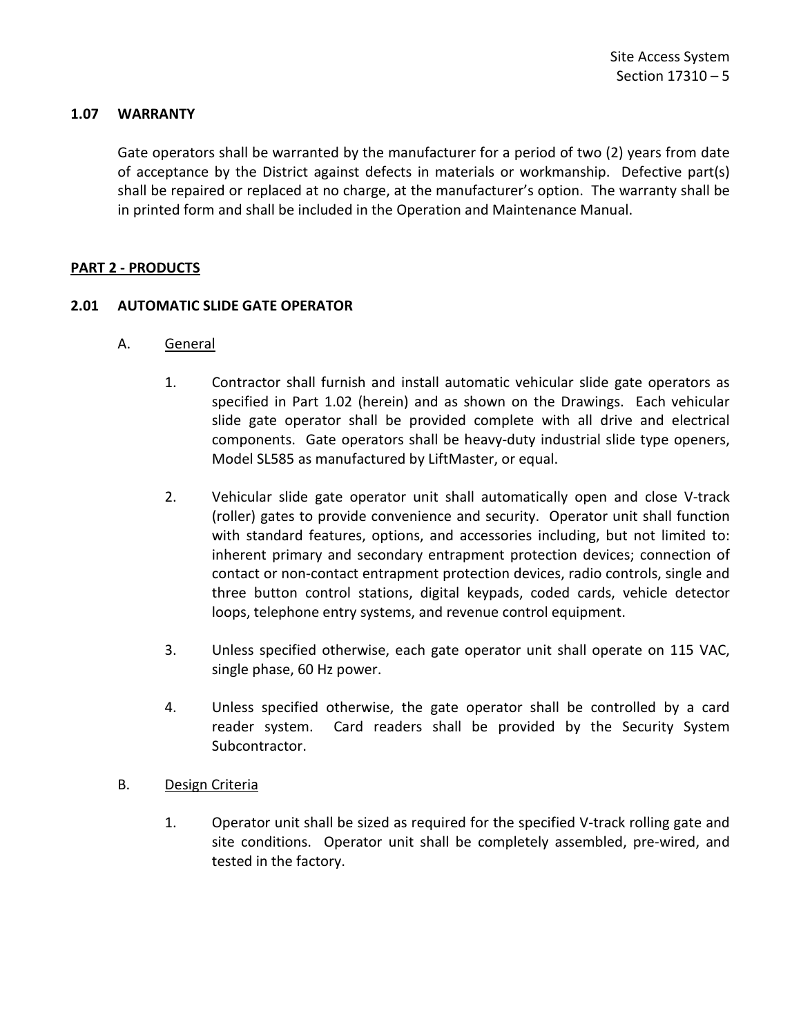### 1.07 WARRANTY

Gate operators shall be warranted by the manufacturer for a period of two (2) years from date of acceptance by the District against defects in materials or workmanship. Defective part(s) shall be repaired or replaced at no charge, at the manufacturer's option. The warranty shall be in printed form and shall be included in the Operation and Maintenance Manual.

## PART 2 - PRODUCTS

### 2.01 AUTOMATIC SLIDE GATE OPERATOR

A. General

1. Contractor shall furnish and install automatic vehicular slide gate operators as specified in Part 1.02 (herein) and as shown on the Drawings. Each vehicular slide gate operator shall be provided complete with all drive and electrical components. Gate operators shall be heavy-duty industrial slide type openers, Model SL585 as manufactured by LiftMaster, or equal.

2. Vehicular slide gate operator unit shall automatically open and close V-track (roller) gates to provide convenience and security. Operator unit shall function with standard features, options, and accessories including, but not limited to: inherent primary and secondary entrapment protection devices; connection of contact or non-contact entrapment protection devices, radio controls, single and three button control stations, digital keypads, coded cards, vehicle detector loops, telephone entry systems, and revenue control equipment.

3. Unless specified otherwise, each gate operator unit shall operate on 115 VAC, single phase, 60 Hz power.

4. Unless specified otherwise, the gate operator shall be controlled by a card reader system. Card readers shall be provided by the Security System Subcontractor.

B. Design Criteria

1. Operator unit shall be sized as required for the specified V-track rolling gate and site conditions. Operator unit shall be completely assembled, pre-wired, and tested in the factory.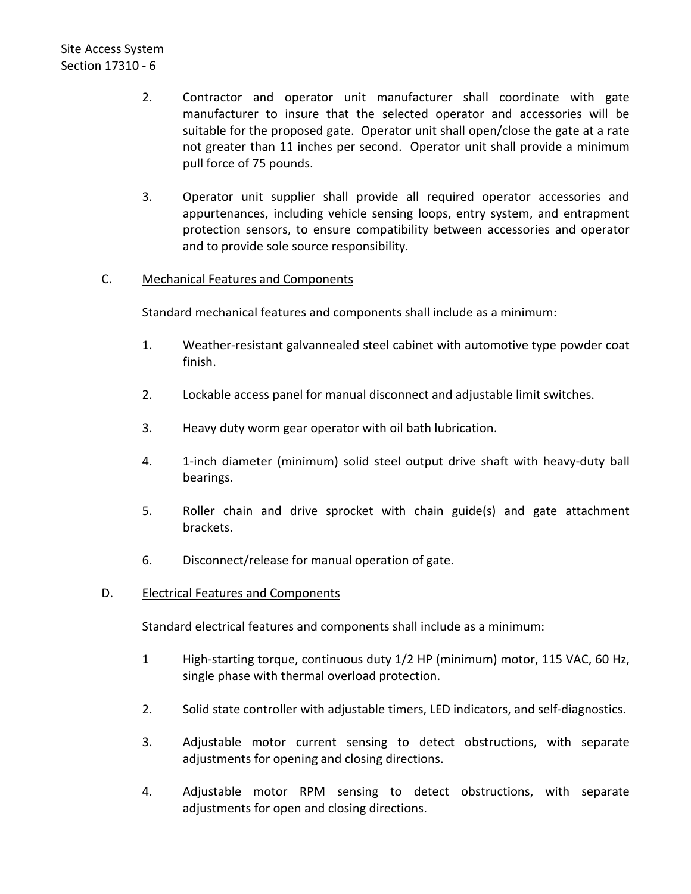2. Contractor and operator unit manufacturer shall coordinate with gate manufacturer to insure that the selected operator and accessories will be suitable for the proposed gate. Operator unit shall open/close the gate at a rate not greater than 11 inches per second. Operator unit shall provide a minimum pull force of 75 pounds.

3. Operator unit supplier shall provide all required operator accessories and appurtenances, including vehicle sensing loops, entry system, and entrapment protection sensors, to ensure compatibility between accessories and operator and to provide sole source responsibility.

C. Mechanical Features and Components

Standard mechanical features and components shall include as a minimum:

1. Weather-resistant galvannealed steel cabinet with automotive type powder coat finish.

2. Lockable access panel for manual disconnect and adjustable limit switches.

3. Heavy duty worm gear operator with oil bath lubrication.

4. 1-inch diameter (minimum) solid steel output drive shaft with heavy-duty ball bearings.

5. Roller chain and drive sprocket with chain guide(s) and gate attachment brackets.

6. Disconnect/release for manual operation of gate.

D. Electrical Features and Components

Standard electrical features and components shall include as a minimum:

1 High-starting torque, continuous duty 1/2 HP (minimum) motor, 115 VAC, 60 Hz, single phase with thermal overload protection.

2. Solid state controller with adjustable timers, LED indicators, and self-diagnostics.

3. Adjustable motor current sensing to detect obstructions, with separate adjustments for opening and closing directions.

4. Adjustable motor RPM sensing to detect obstructions, with separate adjustments for open and closing directions.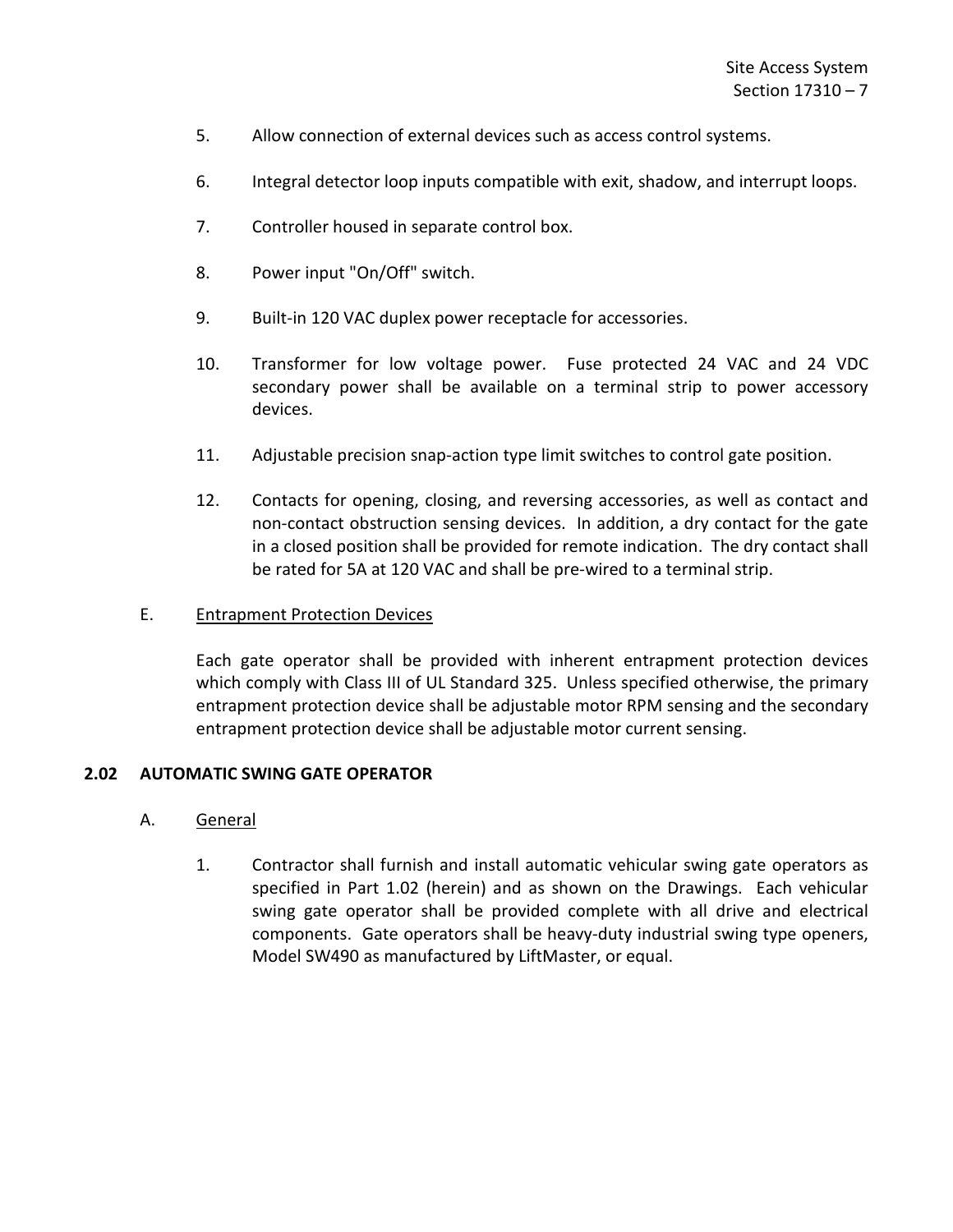5. Allow connection of external devices such as access control systems.

6. Integral detector loop inputs compatible with exit, shadow, and interrupt loops.

7. Controller housed in separate control box.

8. Power input "On/Off" switch.

9. Built-in 120 VAC duplex power receptacle for accessories.

10. Transformer for low voltage power. Fuse protected 24 VAC and 24 VDC secondary power shall be available on a terminal strip to power accessory devices.

11. Adjustable precision snap-action type limit switches to control gate position.

12. Contacts for opening, closing, and reversing accessories, as well as contact and non-contact obstruction sensing devices. In addition, a dry contact for the gate in a closed position shall be provided for remote indication. The dry contact shall be rated for 5A at 120 VAC and shall be pre-wired to a terminal strip.

E. <u>Entrapment Protection Devices</u>

Each gate operator shall be provided with inherent entrapment protection devices which comply with Class III of UL Standard 325. Unless specified otherwise, the primary entrapment protection device shall be adjustable motor RPM sensing and the secondary entrapment protection device shall be adjustable motor current sensing.

## 2.02 AUTOMATIC SWING GATE OPERATOR

A. <u>General</u>

1. Contractor shall furnish and install automatic vehicular swing gate operators as specified in Part 1.02 (herein) and as shown on the Drawings. Each vehicular swing gate operator shall be provided complete with all drive and electrical components. Gate operators shall be heavy-duty industrial swing type openers, Model SW490 as manufactured by LiftMaster, or equal.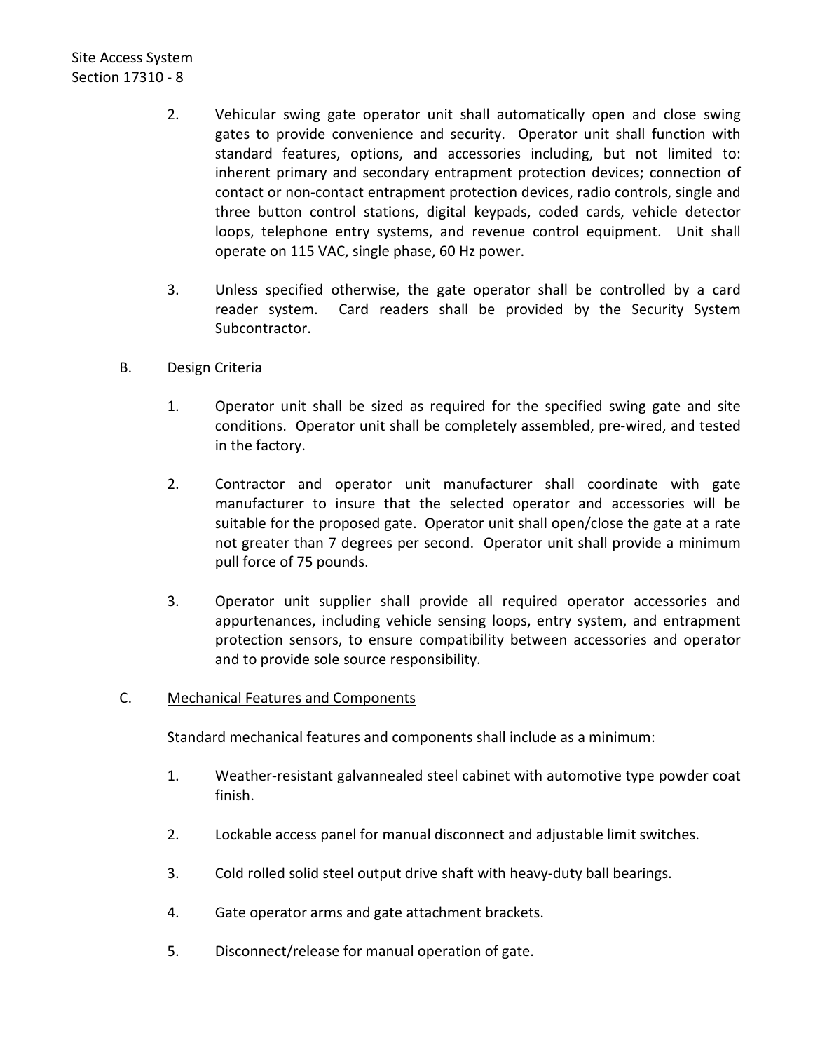2. Vehicular swing gate operator unit shall automatically open and close swing gates to provide convenience and security. Operator unit shall function with standard features, options, and accessories including, but not limited to: inherent primary and secondary entrapment protection devices; connection of contact or non-contact entrapment protection devices, radio controls, single and three button control stations, digital keypads, coded cards, vehicle detector loops, telephone entry systems, and revenue control equipment. Unit shall operate on 115 VAC, single phase, 60 Hz power.

3. Unless specified otherwise, the gate operator shall be controlled by a card reader system. Card readers shall be provided by the Security System Subcontractor.

B. Design Criteria

1. Operator unit shall be sized as required for the specified swing gate and site conditions. Operator unit shall be completely assembled, pre-wired, and tested in the factory.

2. Contractor and operator unit manufacturer shall coordinate with gate manufacturer to insure that the selected operator and accessories will be suitable for the proposed gate. Operator unit shall open/close the gate at a rate not greater than 7 degrees per second. Operator unit shall provide a minimum pull force of 75 pounds.

3. Operator unit supplier shall provide all required operator accessories and appurtenances, including vehicle sensing loops, entry system, and entrapment protection sensors, to ensure compatibility between accessories and operator and to provide sole source responsibility.

C. Mechanical Features and Components

Standard mechanical features and components shall include as a minimum:

1. Weather-resistant galvannealed steel cabinet with automotive type powder coat finish.

2. Lockable access panel for manual disconnect and adjustable limit switches.

3. Cold rolled solid steel output drive shaft with heavy-duty ball bearings.

4. Gate operator arms and gate attachment brackets.

5. Disconnect/release for manual operation of gate.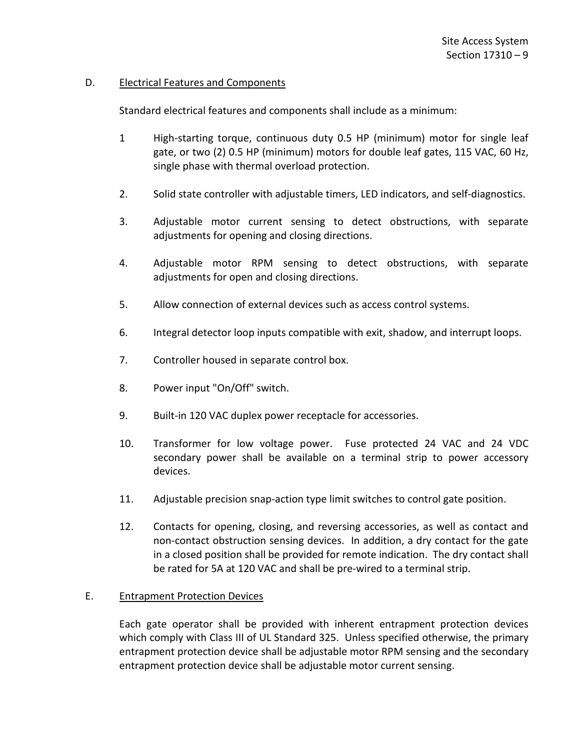D. Electrical Features and Components

Standard electrical features and components shall include as a minimum:

1 High-starting torque, continuous duty 0.5 HP (minimum) motor for single leaf gate, or two (2) 0.5 HP (minimum) motors for double leaf gates, 115 VAC, 60 Hz, single phase with thermal overload protection.

2. Solid state controller with adjustable timers, LED indicators, and self-diagnostics.

3. Adjustable motor current sensing to detect obstructions, with separate adjustments for opening and closing directions.

4. Adjustable motor RPM sensing to detect obstructions, with separate adjustments for open and closing directions.

5. Allow connection of external devices such as access control systems.

6. Integral detector loop inputs compatible with exit, shadow, and interrupt loops.

7. Controller housed in separate control box.

8. Power input "On/Off" switch.

9. Built-in 120 VAC duplex power receptacle for accessories.

10. Transformer for low voltage power. Fuse protected 24 VAC and 24 VDC secondary power shall be available on a terminal strip to power accessory devices.

11. Adjustable precision snap-action type limit switches to control gate position.

12. Contacts for opening, closing, and reversing accessories, as well as contact and non-contact obstruction sensing devices. In addition, a dry contact for the gate in a closed position shall be provided for remote indication. The dry contact shall be rated for 5A at 120 VAC and shall be pre-wired to a terminal strip.

E. Entrapment Protection Devices

Each gate operator shall be provided with inherent entrapment protection devices which comply with Class III of UL Standard 325. Unless specified otherwise, the primary entrapment protection device shall be adjustable motor RPM sensing and the secondary entrapment protection device shall be adjustable motor current sensing.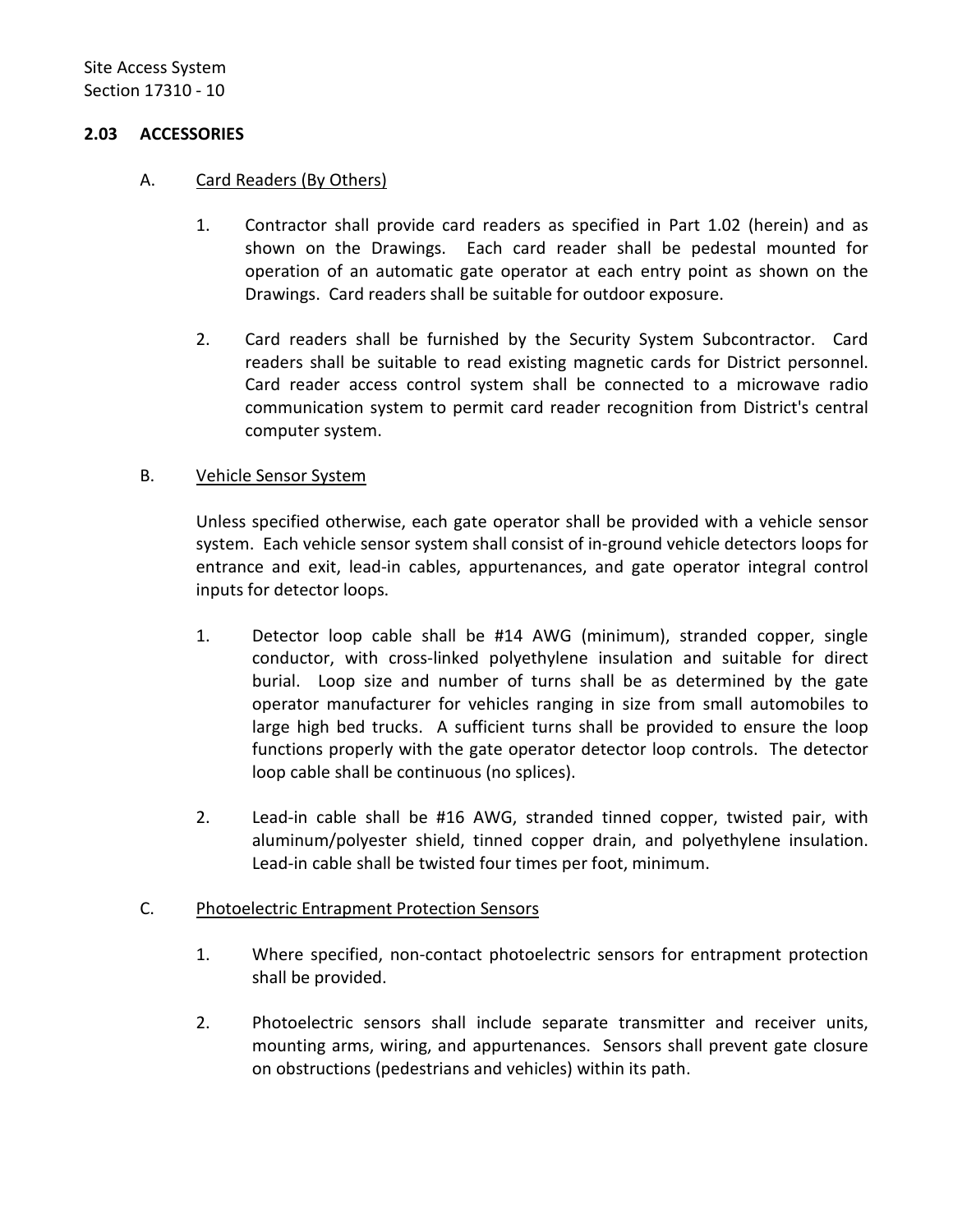### 2.03 ACCESSORIES

A. Card Readers (By Others)

1. Contractor shall provide card readers as specified in Part 1.02 (herein) and as shown on the Drawings. Each card reader shall be pedestal mounted for operation of an automatic gate operator at each entry point as shown on the Drawings. Card readers shall be suitable for outdoor exposure.

2. Card readers shall be furnished by the Security System Subcontractor. Card readers shall be suitable to read existing magnetic cards for District personnel. Card reader access control system shall be connected to a microwave radio communication system to permit card reader recognition from District's central computer system.

B. Vehicle Sensor System

Unless specified otherwise, each gate operator shall be provided with a vehicle sensor system. Each vehicle sensor system shall consist of in-ground vehicle detectors loops for entrance and exit, lead-in cables, appurtenances, and gate operator integral control inputs for detector loops.

1. Detector loop cable shall be #14 AWG (minimum), stranded copper, single conductor, with cross-linked polyethylene insulation and suitable for direct burial. Loop size and number of turns shall be as determined by the gate operator manufacturer for vehicles ranging in size from small automobiles to large high bed trucks. A sufficient turns shall be provided to ensure the loop functions properly with the gate operator detector loop controls. The detector loop cable shall be continuous (no splices).

2. Lead-in cable shall be #16 AWG, stranded tinned copper, twisted pair, with aluminum/polyester shield, tinned copper drain, and polyethylene insulation. Lead-in cable shall be twisted four times per foot, minimum.

C. Photoelectric Entrapment Protection Sensors

1. Where specified, non-contact photoelectric sensors for entrapment protection shall be provided.

2. Photoelectric sensors shall include separate transmitter and receiver units, mounting arms, wiring, and appurtenances. Sensors shall prevent gate closure on obstructions (pedestrians and vehicles) within its path.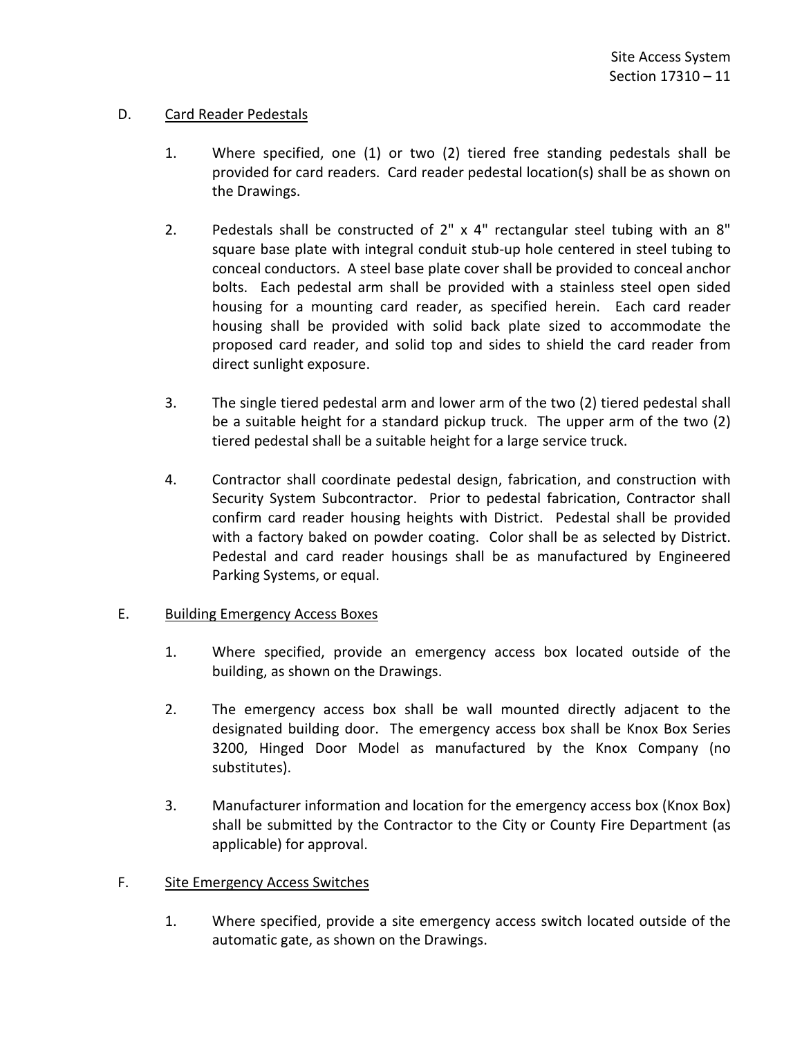D. Card Reader Pedestals

1. Where specified, one (1) or two (2) tiered free standing pedestals shall be provided for card readers. Card reader pedestal location(s) shall be as shown on the Drawings.

2. Pedestals shall be constructed of 2" x 4" rectangular steel tubing with an 8" square base plate with integral conduit stub-up hole centered in steel tubing to conceal conductors. A steel base plate cover shall be provided to conceal anchor bolts. Each pedestal arm shall be provided with a stainless steel open sided housing for a mounting card reader, as specified herein. Each card reader housing shall be provided with solid back plate sized to accommodate the proposed card reader, and solid top and sides to shield the card reader from direct sunlight exposure.

3. The single tiered pedestal arm and lower arm of the two (2) tiered pedestal shall be a suitable height for a standard pickup truck. The upper arm of the two (2) tiered pedestal shall be a suitable height for a large service truck.

4. Contractor shall coordinate pedestal design, fabrication, and construction with Security System Subcontractor. Prior to pedestal fabrication, Contractor shall confirm card reader housing heights with District. Pedestal shall be provided with a factory baked on powder coating. Color shall be as selected by District. Pedestal and card reader housings shall be as manufactured by Engineered Parking Systems, or equal.

E. Building Emergency Access Boxes

1. Where specified, provide an emergency access box located outside of the building, as shown on the Drawings.

2. The emergency access box shall be wall mounted directly adjacent to the designated building door. The emergency access box shall be Knox Box Series 3200, Hinged Door Model as manufactured by the Knox Company (no substitutes).

3. Manufacturer information and location for the emergency access box (Knox Box) shall be submitted by the Contractor to the City or County Fire Department (as applicable) for approval.

F. Site Emergency Access Switches

1. Where specified, provide a site emergency access switch located outside of the automatic gate, as shown on the Drawings.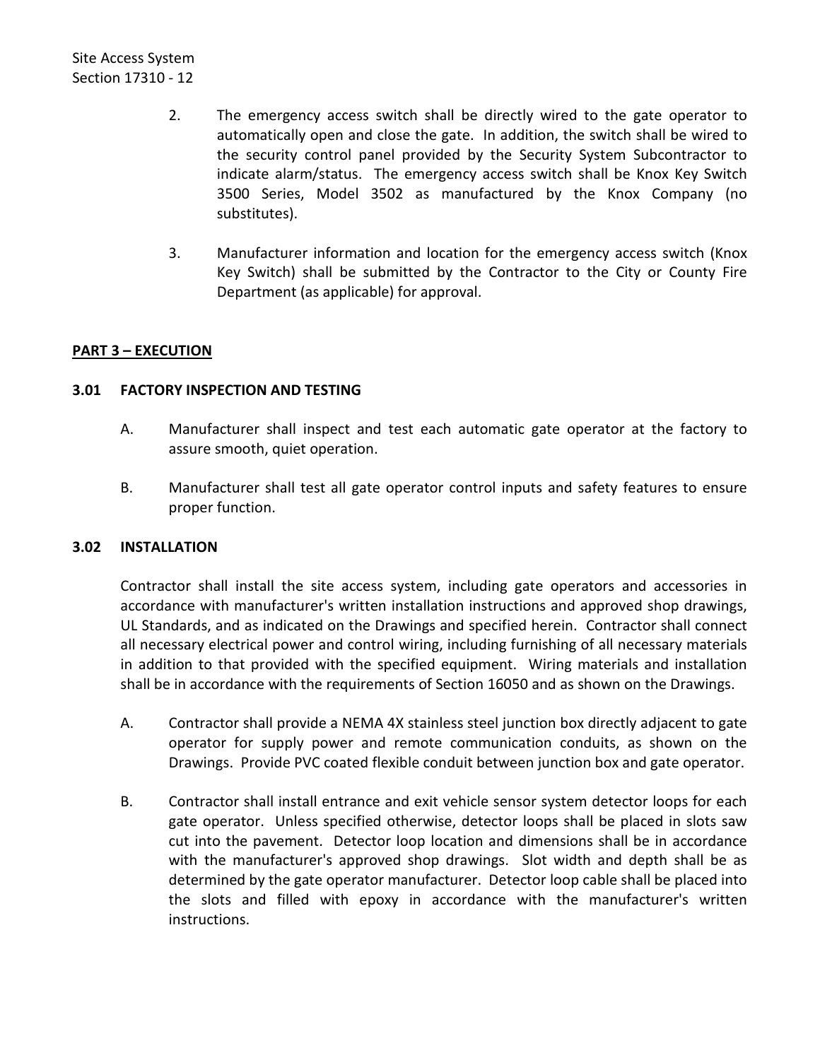2. The emergency access switch shall be directly wired to the gate operator to automatically open and close the gate. In addition, the switch shall be wired to the security control panel provided by the Security System Subcontractor to indicate alarm/status. The emergency access switch shall be Knox Key Switch 3500 Series, Model 3502 as manufactured by the Knox Company (no substitutes).

3. Manufacturer information and location for the emergency access switch (Knox Key Switch) shall be submitted by the Contractor to the City or County Fire Department (as applicable) for approval.

## PART 3 – EXECUTION

### 3.01 FACTORY INSPECTION AND TESTING

A. Manufacturer shall inspect and test each automatic gate operator at the factory to assure smooth, quiet operation.

B. Manufacturer shall test all gate operator control inputs and safety features to ensure proper function.

### 3.02 INSTALLATION

Contractor shall install the site access system, including gate operators and accessories in accordance with manufacturer's written installation instructions and approved shop drawings, UL Standards, and as indicated on the Drawings and specified herein. Contractor shall connect all necessary electrical power and control wiring, including furnishing of all necessary materials in addition to that provided with the specified equipment. Wiring materials and installation shall be in accordance with the requirements of Section 16050 and as shown on the Drawings.

A. Contractor shall provide a NEMA 4X stainless steel junction box directly adjacent to gate operator for supply power and remote communication conduits, as shown on the Drawings. Provide PVC coated flexible conduit between junction box and gate operator.

B. Contractor shall install entrance and exit vehicle sensor system detector loops for each gate operator. Unless specified otherwise, detector loops shall be placed in slots saw cut into the pavement. Detector loop location and dimensions shall be in accordance with the manufacturer's approved shop drawings. Slot width and depth shall be as determined by the gate operator manufacturer. Detector loop cable shall be placed into the slots and filled with epoxy in accordance with the manufacturer's written instructions.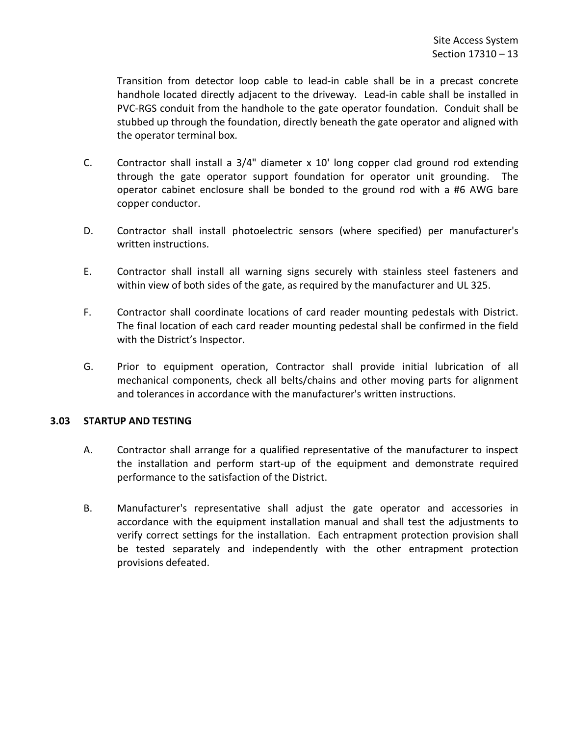Transition from detector loop cable to lead-in cable shall be in a precast concrete handhole located directly adjacent to the driveway. Lead-in cable shall be installed in PVC-RGS conduit from the handhole to the gate operator foundation. Conduit shall be stubbed up through the foundation, directly beneath the gate operator and aligned with the operator terminal box.

C. Contractor shall install a 3/4" diameter x 10' long copper clad ground rod extending through the gate operator support foundation for operator unit grounding. The operator cabinet enclosure shall be bonded to the ground rod with a #6 AWG bare copper conductor.

D. Contractor shall install photoelectric sensors (where specified) per manufacturer's written instructions.

E. Contractor shall install all warning signs securely with stainless steel fasteners and within view of both sides of the gate, as required by the manufacturer and UL 325.

F. Contractor shall coordinate locations of card reader mounting pedestals with District. The final location of each card reader mounting pedestal shall be confirmed in the field with the District's Inspector.

G. Prior to equipment operation, Contractor shall provide initial lubrication of all mechanical components, check all belts/chains and other moving parts for alignment and tolerances in accordance with the manufacturer's written instructions.

### 3.03 STARTUP AND TESTING

A. Contractor shall arrange for a qualified representative of the manufacturer to inspect the installation and perform start-up of the equipment and demonstrate required performance to the satisfaction of the District.

B. Manufacturer's representative shall adjust the gate operator and accessories in accordance with the equipment installation manual and shall test the adjustments to verify correct settings for the installation. Each entrapment protection provision shall be tested separately and independently with the other entrapment protection provisions defeated.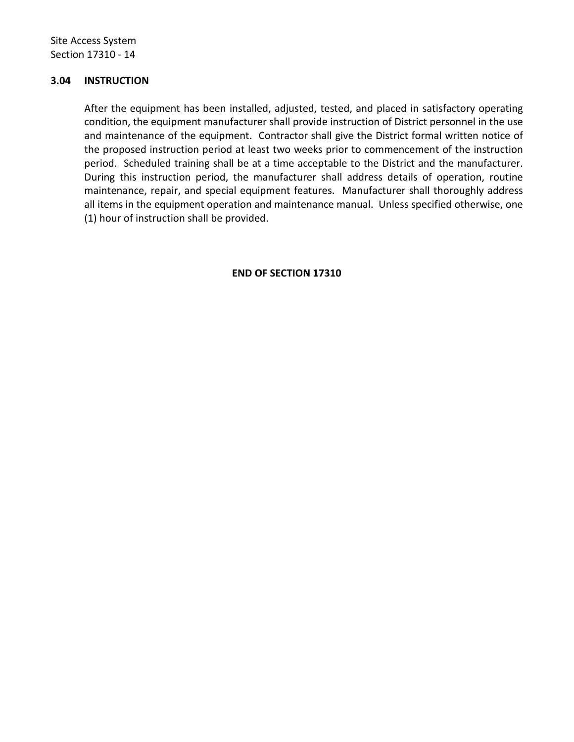### 3.04 INSTRUCTION

After the equipment has been installed, adjusted, tested, and placed in satisfactory operating condition, the equipment manufacturer shall provide instruction of District personnel in the use and maintenance of the equipment. Contractor shall give the District formal written notice of the proposed instruction period at least two weeks prior to commencement of the instruction period. Scheduled training shall be at a time acceptable to the District and the manufacturer. During this instruction period, the manufacturer shall address details of operation, routine maintenance, repair, and special equipment features. Manufacturer shall thoroughly address all items in the equipment operation and maintenance manual. Unless specified otherwise, one (1) hour of instruction shall be provided.

**END OF SECTION 17310**